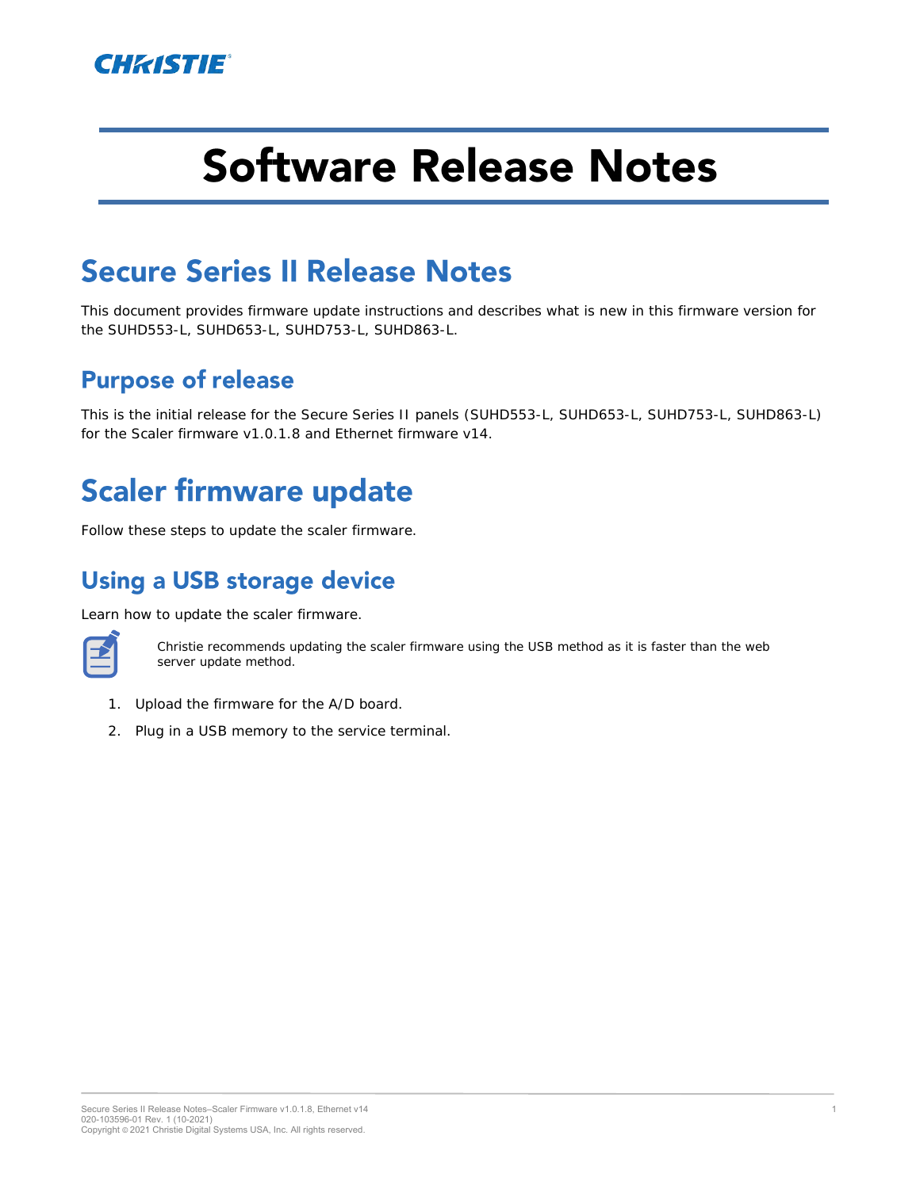# Software Release Notes

## Secure Series II Release Notes

This document provides firmware update instructions and describes what is new in this firmware version for the SUHD553-L, SUHD653-L, SUHD753-L, SUHD863-L.

### Purpose of release

This is the initial release for the Secure Series II panels (SUHD553-L, SUHD653-L, SUHD753-L, SUHD863-L) for the Scaler firmware v1.0.1.8 and Ethernet firmware v14.

## Scaler firmware update

Follow these steps to update the scaler firmware.

### Using a USB storage device

Learn how to update the scaler firmware.

> Christie recommends updating the scaler firmware using the USB method as it is faster than the web server update method.

1. Upload the firmware for the A/D board.
2. Plug in a USB memory to the service terminal.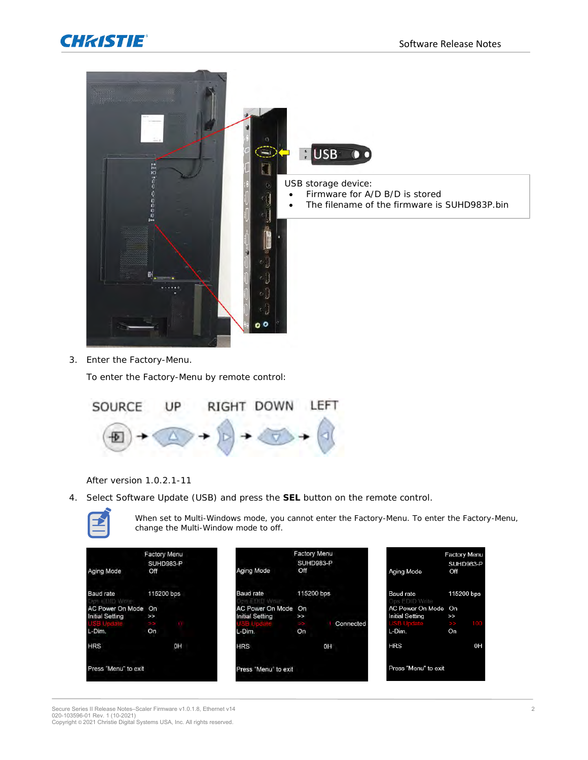USB storage device:

- Firmware for A/D B/D is stored
- The filename of the firmware is SUHD983P.bin

3. Enter the Factory-Menu.

   To enter the Factory-Menu by remote control:

   SOURCE → UP → RIGHT → DOWN → LEFT

   After version 1.0.2.1-11

4. Select Software Update (USB) and press the **SEL** button on the remote control.

When set to Multi-Windows mode, you cannot enter the Factory-Menu. To enter the Factory-Menu, change the Multi-Window mode to off.

| Factory Menu | SUHD983-P | |
|---|---|---|
| Aging Mode | Off | |
| Baud rate | 115200 bps | |
| Ops EDID Write | | |
| AC Power On Mode | On | |
| Initial Setting | >> | |
| USB Update | >> | 0 |
| L-Dim. | On | |
| HRS | | 0H |
| Press "Menu" to exit | | |

| Factory Menu | SUHD983-P | |
|---|---|---|
| Aging Mode | Off | |
| Baud rate | 115200 bps | |
| Ops EDID Write | | |
| AC Power On Mode | On | |
| Initial Setting | >> | |
| USB Update | >> | Connected |
| L-Dim. | On | |
| HRS | | 0H |
| Press "Menu" to exit | | |

| Factory Menu | SUHD983-P | |
|---|---|---|
| Aging Mode | Off | |
| Baud rate | 115200 bps | |
| Ops EDID Write | | |
| AC Power On Mode | On | |
| Initial Setting | >> | |
| USB Update | >> | 100 |
| L-Dim. | On | |
| HRS | | 0H |
| Press "Menu" to exit | | |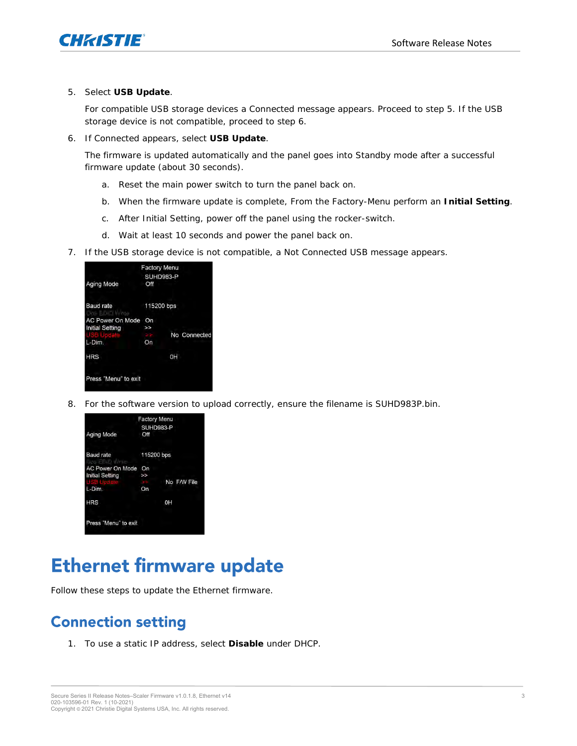5. Select **USB Update**.

   For compatible USB storage devices a Connected message appears. Proceed to step 5. If the USB storage device is not compatible, proceed to step 6.

6. If Connected appears, select **USB Update**.

   The firmware is updated automatically and the panel goes into Standby mode after a successful firmware update (about 30 seconds).

   a. Reset the main power switch to turn the panel back on.

   b. When the firmware update is complete, From the Factory-Menu perform an **Initial Setting**.

   c. After Initial Setting, power off the panel using the rocker-switch.

   d. Wait at least 10 seconds and power the panel back on.

7. If the USB storage device is not compatible, a Not Connected USB message appears.

8. For the software version to upload correctly, ensure the filename is SUHD983P.bin.

# Ethernet firmware update

Follow these steps to update the Ethernet firmware.

## Connection setting

1. To use a static IP address, select **Disable** under DHCP.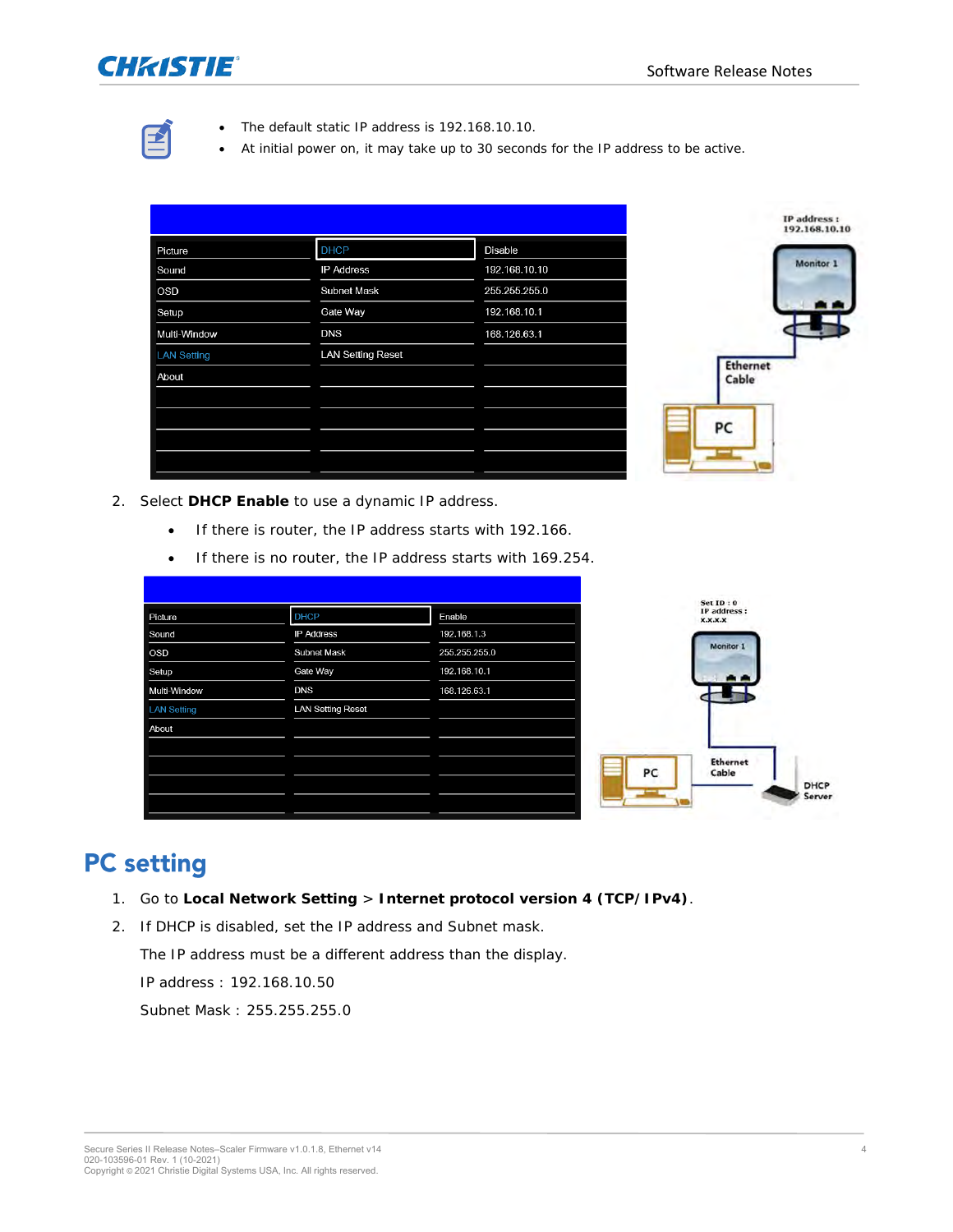- The default static IP address is 192.168.10.10.
- At initial power on, it may take up to 30 seconds for the IP address to be active.

| Picture | DHCP | Disable |
|---|---|---|
| Sound | IP Address | 192.168.10.10 |
| OSD | Subnet Mask | 255.255.255.0 |
| Setup | Gate Way | 192.168.10.1 |
| Multi-Window | DNS | 168.126.63.1 |
| LAN Setting | LAN Setting Reset | |
| About | | |

2. Select **DHCP Enable** to use a dynamic IP address.
   - If there is router, the IP address starts with 192.166.
   - If there is no router, the IP address starts with 169.254.

| Picture | DHCP | Enable |
|---|---|---|
| Sound | IP Address | 192.168.1.3 |
| OSD | Subnet Mask | 255.255.255.0 |
| Setup | Gate Way | 192.168.10.1 |
| Multi-Window | DNS | 168.126.63.1 |
| LAN Setting | LAN Setting Reset | |
| About | | |

## PC setting

1. Go to **Local Network Setting** > **Internet protocol version 4 (TCP/IPv4)**.
2. If DHCP is disabled, set the IP address and Subnet mask.

   The IP address must be a different address than the display.

   IP address : 192.168.10.50

   Subnet Mask : 255.255.255.0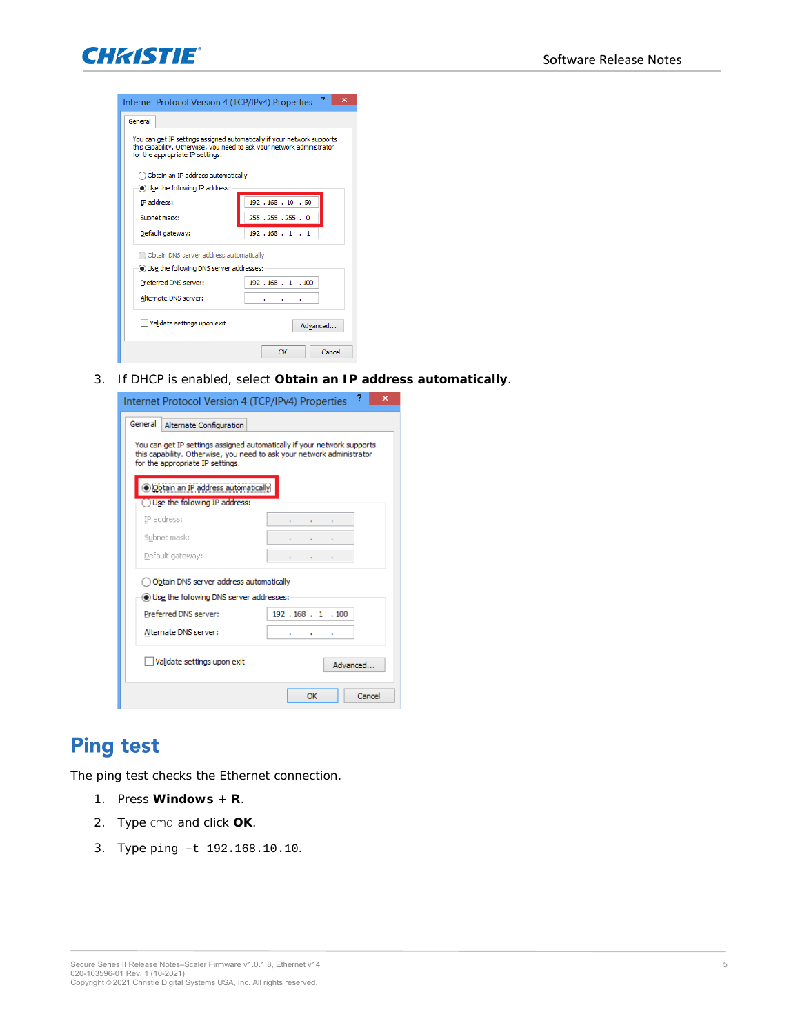3. If DHCP is enabled, select **Obtain an IP address automatically**.

## Ping test

The ping test checks the Ethernet connection.

1. Press **Windows** + **R**.
2. Type cmd and click **OK**.
3. Type `ping -t 192.168.10.10`.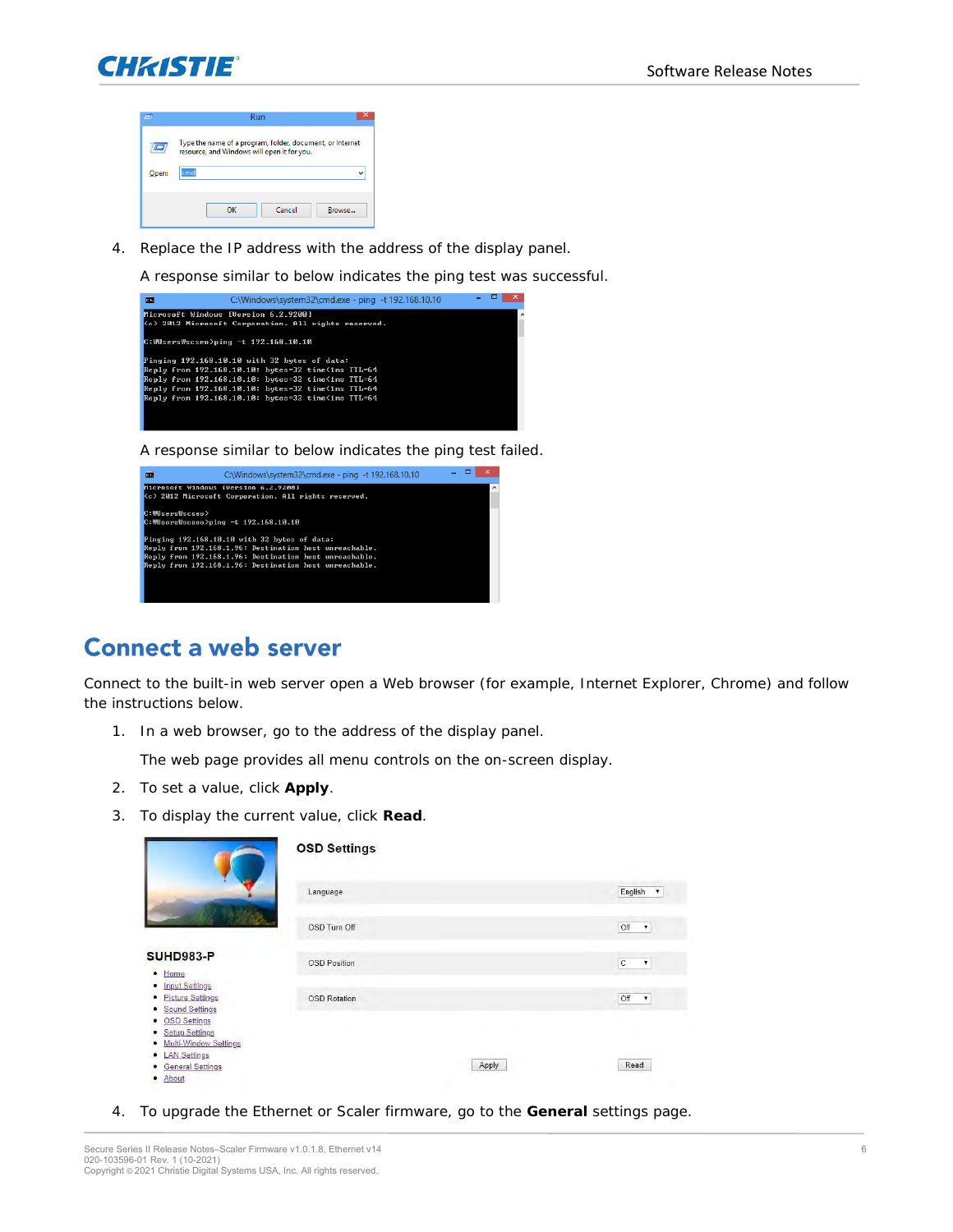4. Replace the IP address with the address of the display panel.

   A response similar to below indicates the ping test was successful.

   A response similar to below indicates the ping test failed.

## Connect a web server

Connect to the built-in web server open a Web browser (for example, Internet Explorer, Chrome) and follow the instructions below.

1. In a web browser, go to the address of the display panel.

   The web page provides all menu controls on the on-screen display.
2. To set a value, click **Apply**.
3. To display the current value, click **Read**.
4. To upgrade the Ethernet or Scaler firmware, go to the **General** settings page.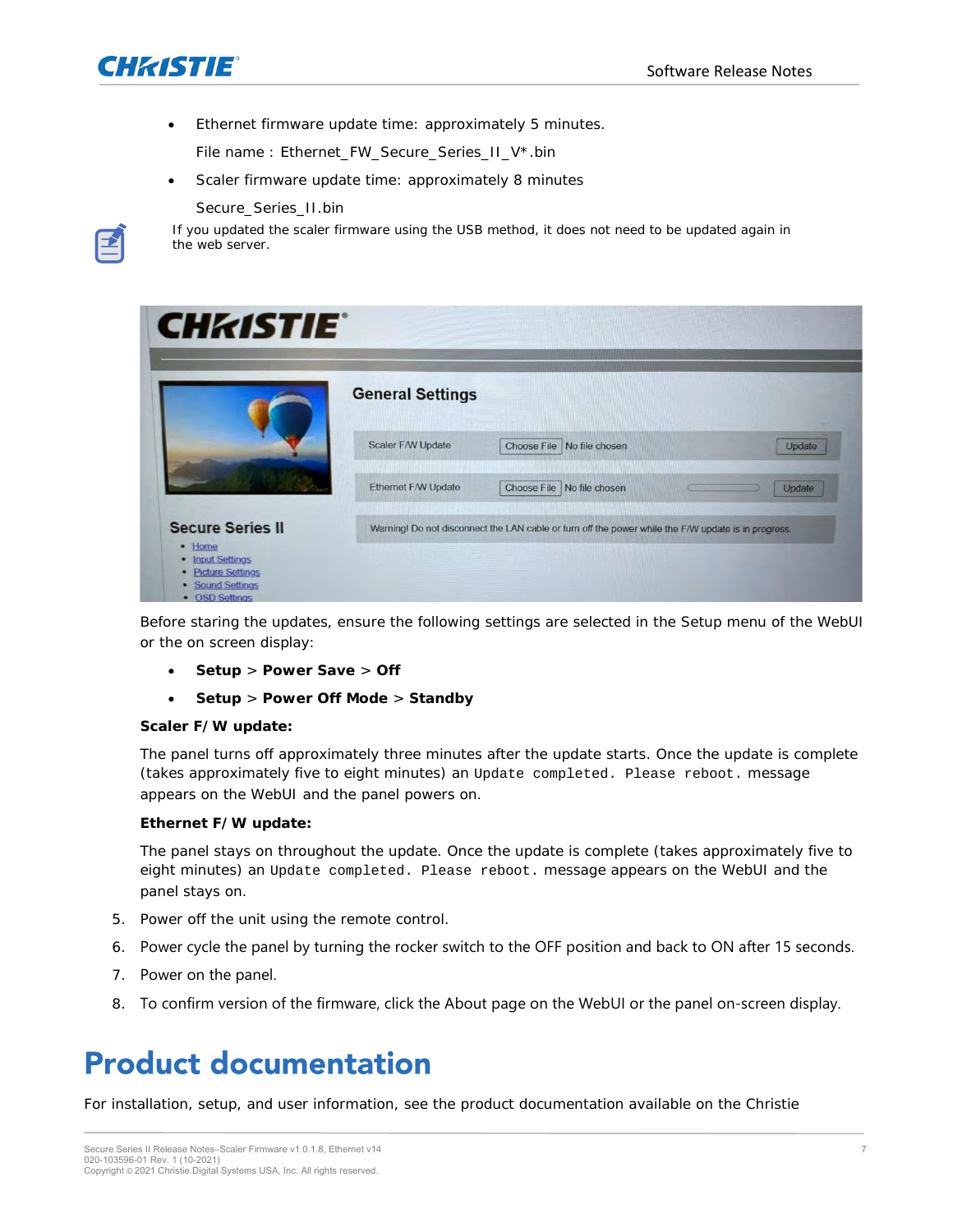- Ethernet firmware update time: approximately 5 minutes.

  File name : Ethernet_FW_Secure_Series_II_V*.bin

- Scaler firmware update time: approximately 8 minutes

  Secure_Series_II.bin

If you updated the scaler firmware using the USB method, it does not need to be updated again in the web server.

Before staring the updates, ensure the following settings are selected in the Setup menu of the WebUI or the on screen display:

- **Setup** > **Power Save** > **Off**
- **Setup** > **Power Off Mode** > **Standby**

**Scaler F/W update:**

The panel turns off approximately three minutes after the update starts. Once the update is complete (takes approximately five to eight minutes) an `Update completed. Please reboot.` message appears on the WebUI and the panel powers on.

**Ethernet F/W update:**

The panel stays on throughout the update. Once the update is complete (takes approximately five to eight minutes) an `Update completed. Please reboot.` message appears on the WebUI and the panel stays on.

5. Power off the unit using the remote control.
6. Power cycle the panel by turning the rocker switch to the OFF position and back to ON after 15 seconds.
7. Power on the panel.
8. To confirm version of the firmware, click the About page on the WebUI or the panel on-screen display.

# Product documentation

For installation, setup, and user information, see the product documentation available on the Christie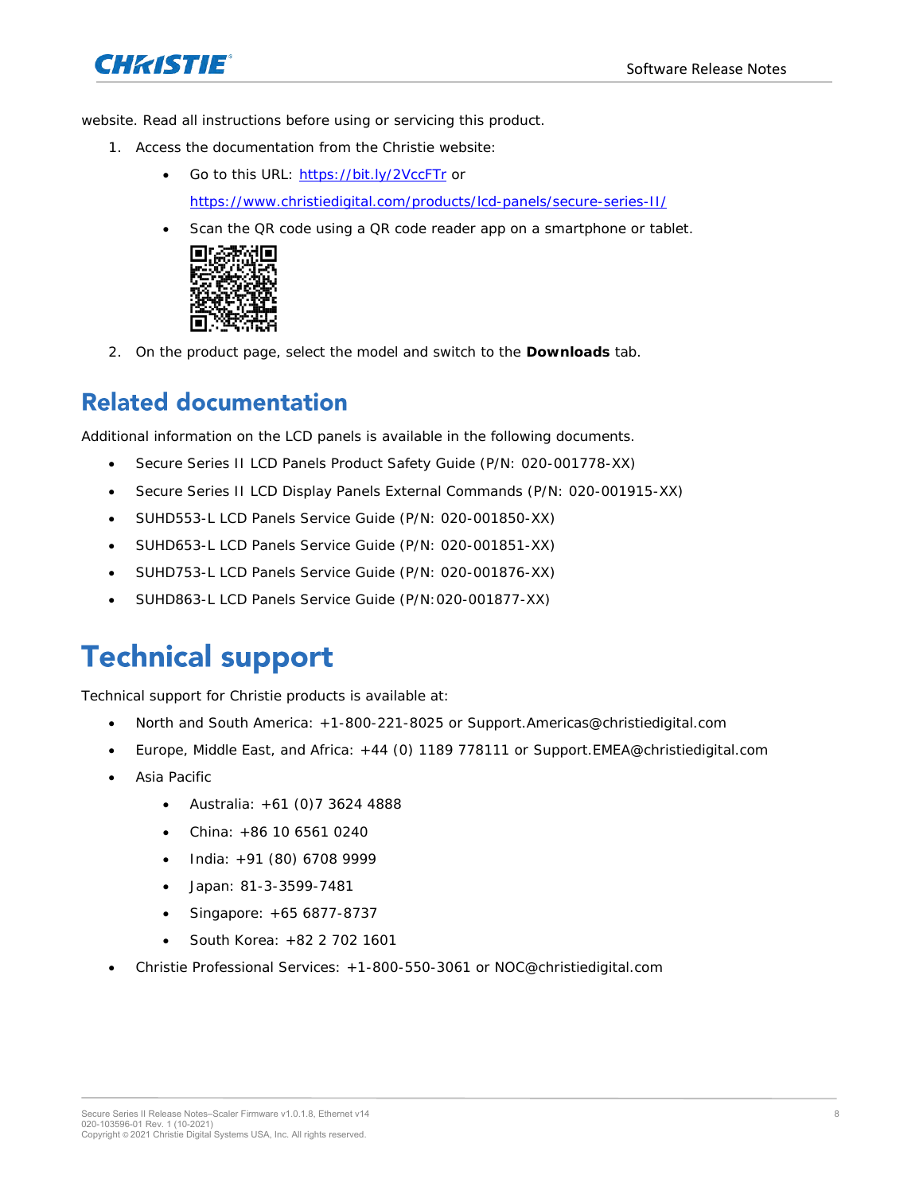website. Read all instructions before using or servicing this product.

1. Access the documentation from the Christie website:
   - Go to this URL: https://bit.ly/2VccFTr or https://www.christiedigital.com/products/lcd-panels/secure-series-II/
   - Scan the QR code using a QR code reader app on a smartphone or tablet.
2. On the product page, select the model and switch to the **Downloads** tab.

## Related documentation

Additional information on the LCD panels is available in the following documents.

- Secure Series II LCD Panels Product Safety Guide (P/N: 020-001778-XX)
- Secure Series II LCD Display Panels External Commands (P/N: 020-001915-XX)
- SUHD553-L LCD Panels Service Guide (P/N: 020-001850-XX)
- SUHD653-L LCD Panels Service Guide (P/N: 020-001851-XX)
- SUHD753-L LCD Panels Service Guide (P/N: 020-001876-XX)
- SUHD863-L LCD Panels Service Guide (P/N:020-001877-XX)

# Technical support

Technical support for Christie products is available at:

- North and South America: +1-800-221-8025 or Support.Americas@christiedigital.com
- Europe, Middle East, and Africa: +44 (0) 1189 778111 or Support.EMEA@christiedigital.com
- Asia Pacific
  - Australia: +61 (0)7 3624 4888
  - China: +86 10 6561 0240
  - India: +91 (80) 6708 9999
  - Japan: 81-3-3599-7481
  - Singapore: +65 6877-8737
  - South Korea: +82 2 702 1601
- Christie Professional Services: +1-800-550-3061 or NOC@christiedigital.com